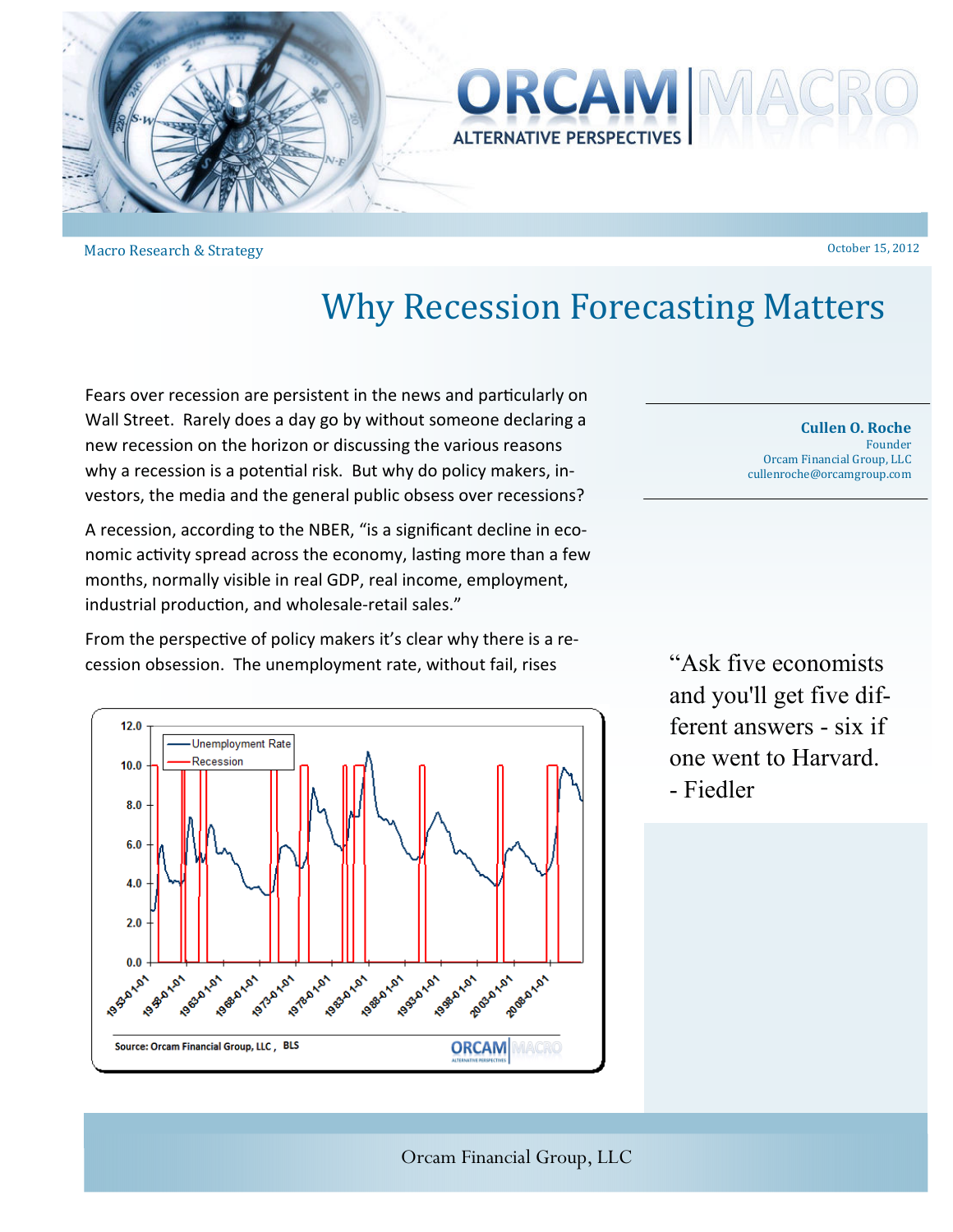Macro Research & Strategy

October 15, 2012

# Why Recession Forecasting Matters

**Cullen O. Roche**
Founder
Orcam Financial Group, LLC
cullenroche@orcamgroup.com

Fears over recession are persistent in the news and particularly on Wall Street. Rarely does a day go by without someone declaring a new recession on the horizon or discussing the various reasons why a recession is a potential risk. But why do policy makers, investors, the media and the general public obsess over recessions?

A recession, according to the NBER, "is a significant decline in economic activity spread across the economy, lasting more than a few months, normally visible in real GDP, real income, employment, industrial production, and wholesale-retail sales."

From the perspective of policy makers it's clear why there is a recession obsession. The unemployment rate, without fail, rises

"Ask five economists and you'll get five different answers - six if one went to Harvard.
- Fiedler

Source: Orcam Financial Group, LLC, BLS

Orcam Financial Group, LLC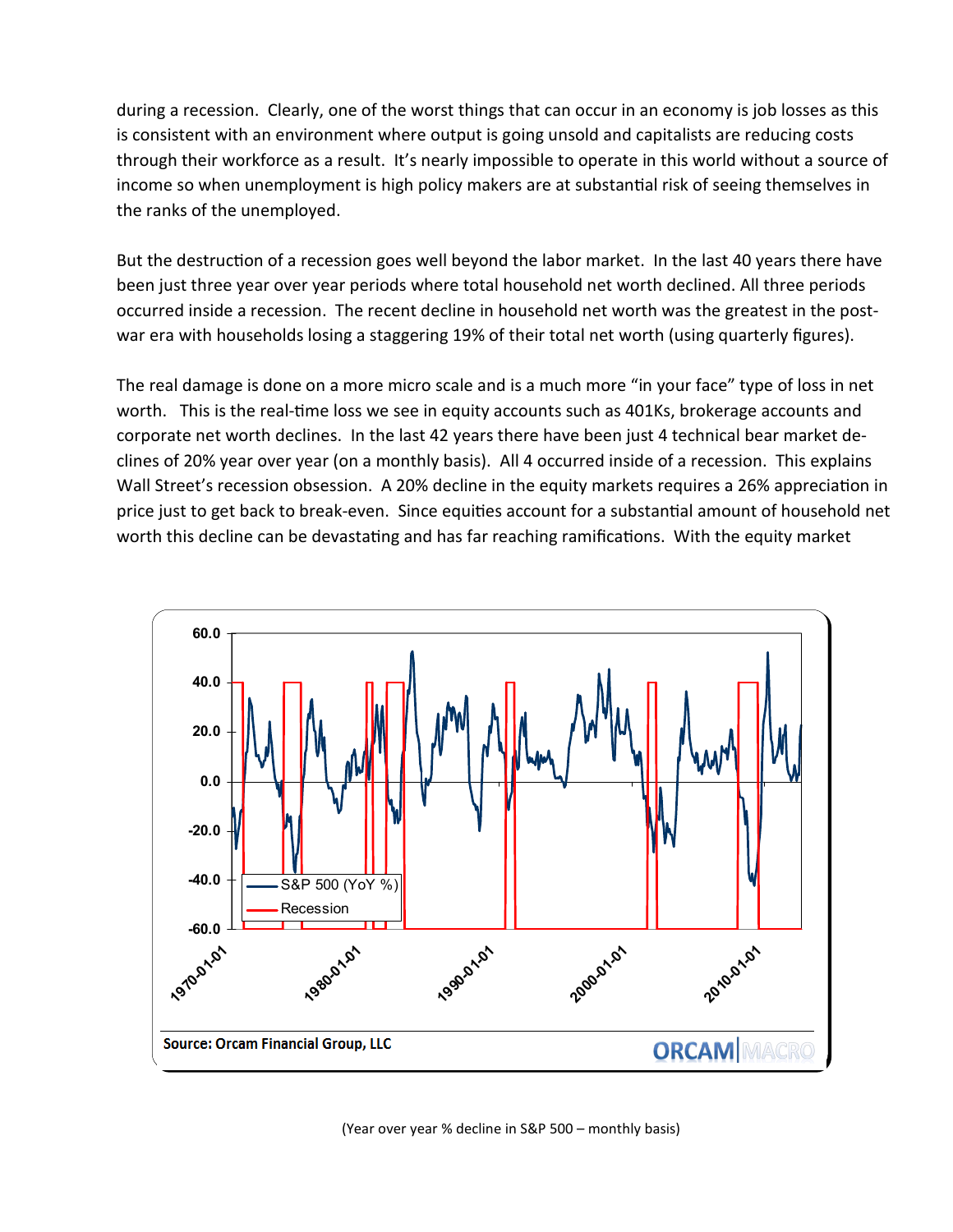during a recession. Clearly, one of the worst things that can occur in an economy is job losses as this is consistent with an environment where output is going unsold and capitalists are reducing costs through their workforce as a result. It's nearly impossible to operate in this world without a source of income so when unemployment is high policy makers are at substantial risk of seeing themselves in the ranks of the unemployed.

But the destruction of a recession goes well beyond the labor market. In the last 40 years there have been just three year over year periods where total household net worth declined. All three periods occurred inside a recession. The recent decline in household net worth was the greatest in the post-war era with households losing a staggering 19% of their total net worth (using quarterly figures).

The real damage is done on a more micro scale and is a much more "in your face" type of loss in net worth. This is the real-time loss we see in equity accounts such as 401Ks, brokerage accounts and corporate net worth declines. In the last 42 years there have been just 4 technical bear market declines of 20% year over year (on a monthly basis). All 4 occurred inside of a recession. This explains Wall Street's recession obsession. A 20% decline in the equity markets requires a 26% appreciation in price just to get back to break-even. Since equities account for a substantial amount of household net worth this decline can be devastating and has far reaching ramifications. With the equity market

(Year over year % decline in S&P 500 – monthly basis)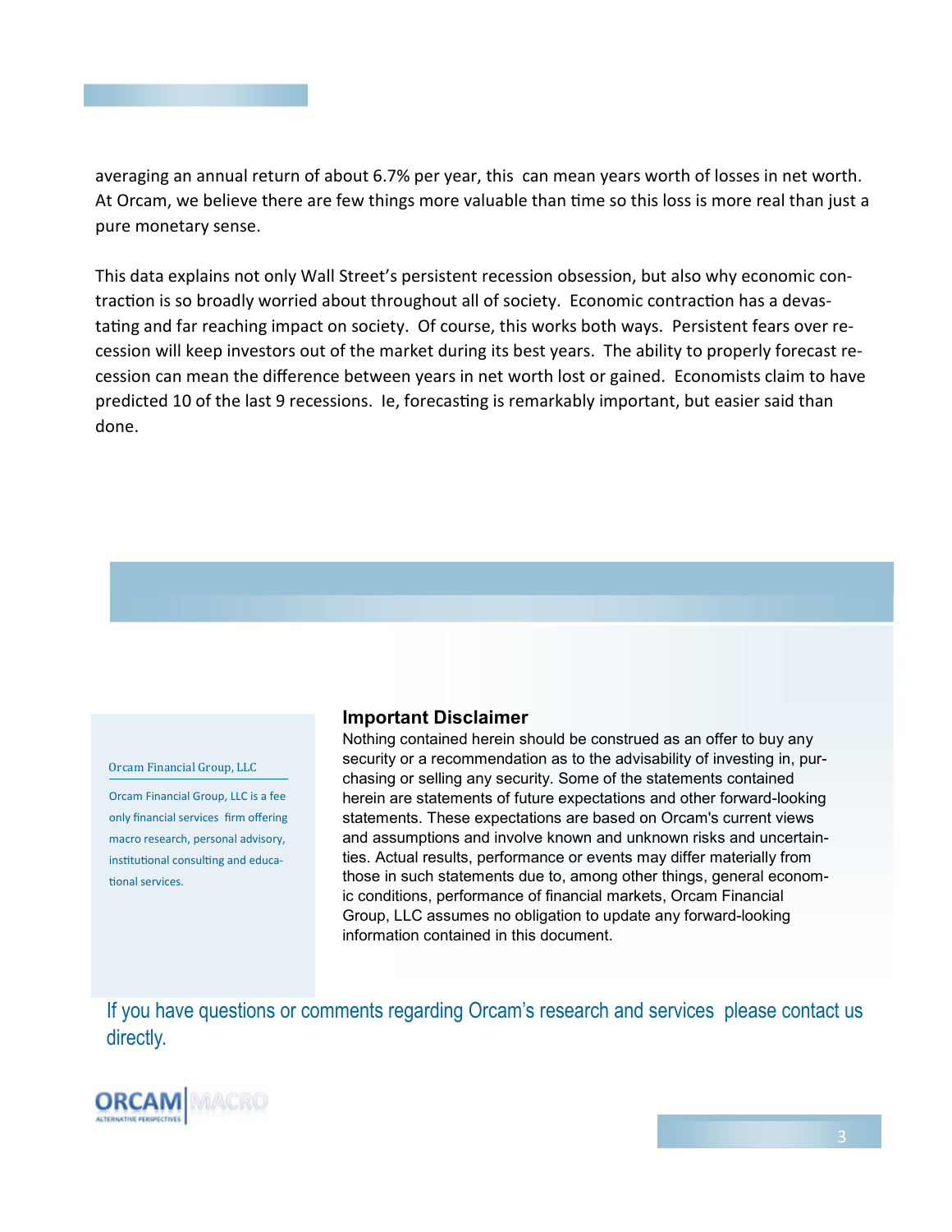averaging an annual return of about 6.7% per year, this can mean years worth of losses in net worth. At Orcam, we believe there are few things more valuable than time so this loss is more real than just a pure monetary sense.

This data explains not only Wall Street's persistent recession obsession, but also why economic contraction is so broadly worried about throughout all of society. Economic contraction has a devastating and far reaching impact on society. Of course, this works both ways. Persistent fears over recession will keep investors out of the market during its best years. The ability to properly forecast recession can mean the difference between years in net worth lost or gained. Economists claim to have predicted 10 of the last 9 recessions. Ie, forecasting is remarkably important, but easier said than done.

Orcam Financial Group, LLC

Orcam Financial Group, LLC is a fee only financial services firm offering macro research, personal advisory, institutional consulting and educational services.

### Important Disclaimer

Nothing contained herein should be construed as an offer to buy any security or a recommendation as to the advisability of investing in, purchasing or selling any security. Some of the statements contained herein are statements of future expectations and other forward-looking statements. These expectations are based on Orcam's current views and assumptions and involve known and unknown risks and uncertainties. Actual results, performance or events may differ materially from those in such statements due to, among other things, general economic conditions, performance of financial markets, Orcam Financial Group, LLC assumes no obligation to update any forward-looking information contained in this document.

If you have questions or comments regarding Orcam's research and services please contact us directly.

ORCAM | MACRO
ALTERNATIVE PERSPECTIVES